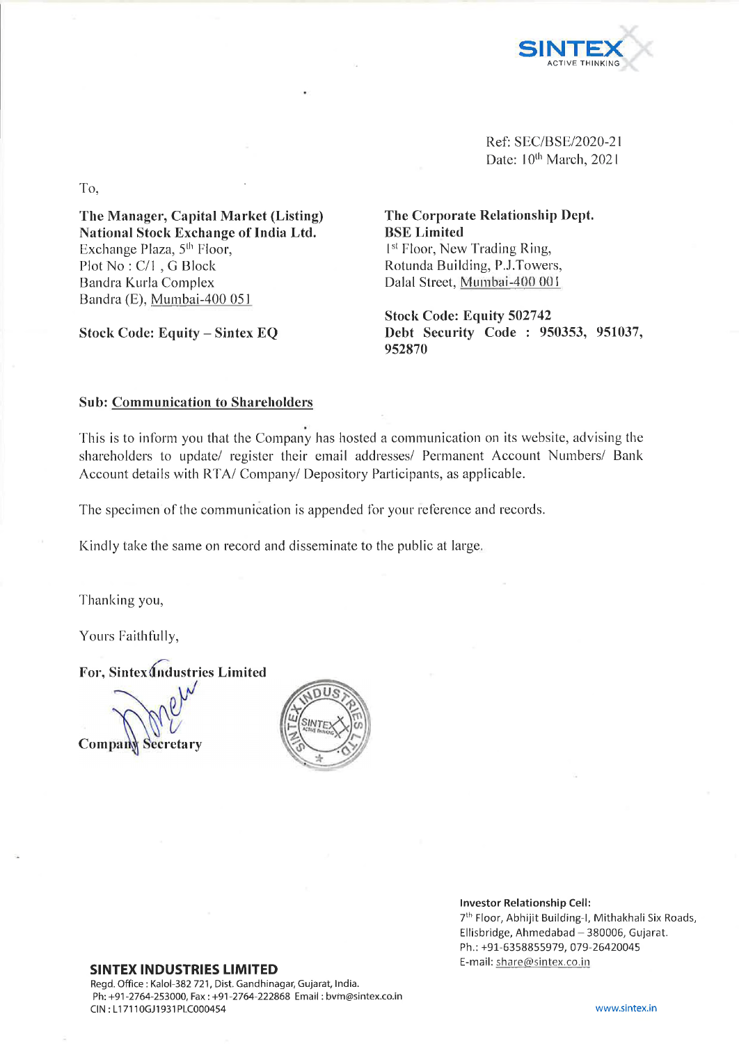SINTEX
ACTIVE THINKING

Ref: SEC/BSE/2020-21
Date: 10th March, 2021

To,

**The Manager, Capital Market (Listing)**
**National Stock Exchange of India Ltd.**
Exchange Plaza, 5th Floor,
Plot No : C/1 , G Block
Bandra Kurla Complex
Bandra (E), Mumbai-400 051

**Stock Code: Equity – Sintex EQ**

**The Corporate Relationship Dept.**
**BSE Limited**
1st Floor, New Trading Ring,
Rotunda Building, P.J.Towers,
Dalal Street, Mumbai-400 001

**Stock Code: Equity 502742**
**Debt Security Code : 950353, 951037, 952870**

**Sub: Communication to Shareholders**

This is to inform you that the Company has hosted a communication on its website, advising the shareholders to update/ register their email addresses/ Permanent Account Numbers/ Bank Account details with RTA/ Company/ Depository Participants, as applicable.

The specimen of the communication is appended for your reference and records.

Kindly take the same on record and disseminate to the public at large.

Thanking you,

Yours Faithfully,

**For, Sintex Industries Limited**

**Company Secretary**

**Investor Relationship Cell:**
7th Floor, Abhijit Building-I, Mithakhali Six Roads,
Ellisbridge, Ahmedabad – 380006, Gujarat.
Ph.: +91-6358855979, 079-26420045
E-mail: share@sintex.co.in

**SINTEX INDUSTRIES LIMITED**
Regd. Office : Kalol-382 721, Dist. Gandhinagar, Gujarat, India.
Ph: +91-2764-253000, Fax : +91-2764-222868 Email : bvm@sintex.co.in
CIN : L17110GJ1931PLC000454

www.sintex.in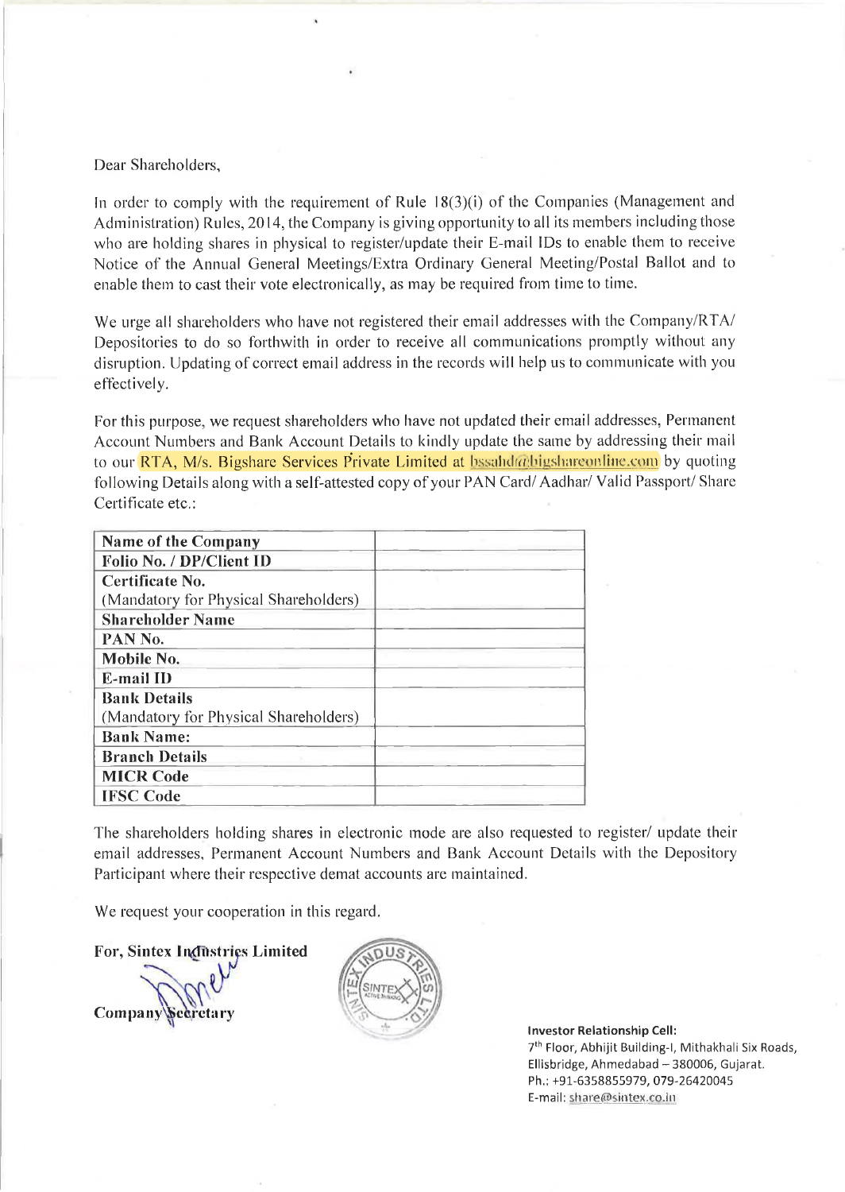Dear Shareholders,

In order to comply with the requirement of Rule 18(3)(i) of the Companies (Management and Administration) Rules, 2014, the Company is giving opportunity to all its members including those who are holding shares in physical to register/update their E-mail IDs to enable them to receive Notice of the Annual General Meetings/Extra Ordinary General Meeting/Postal Ballot and to enable them to cast their vote electronically, as may be required from time to time.

We urge all shareholders who have not registered their email addresses with the Company/RTA/ Depositories to do so forthwith in order to receive all communications promptly without any disruption. Updating of correct email address in the records will help us to communicate with you effectively.

For this purpose, we request shareholders who have not updated their email addresses, Permanent Account Numbers and Bank Account Details to kindly update the same by addressing their mail to our RTA, M/s. Bigshare Services Private Limited at bssahd@bigshareonline.com by quoting following Details along with a self-attested copy of your PAN Card/ Aadhar/ Valid Passport/ Share Certificate etc.:

| | |
|---|---|
| **Name of the Company** | |
| **Folio No. / DP/Client ID** | |
| **Certificate No.** (Mandatory for Physical Shareholders) | |
| **Shareholder Name** | |
| **PAN No.** | |
| **Mobile No.** | |
| **E-mail ID** | |
| **Bank Details** (Mandatory for Physical Shareholders) | |
| **Bank Name:** | |
| **Branch Details** | |
| **MICR Code** | |
| **IFSC Code** | |

The shareholders holding shares in electronic mode are also requested to register/ update their email addresses, Permanent Account Numbers and Bank Account Details with the Depository Participant where their respective demat accounts are maintained.

We request your cooperation in this regard.

**For, Sintex Industries Limited**

**Company Secretary**

**Investor Relationship Cell:**
7th Floor, Abhijit Building-I, Mithakhali Six Roads,
Ellisbridge, Ahmedabad – 380006, Gujarat.
Ph.: +91-6358855979, 079-26420045
E-mail: share@sintex.co.in